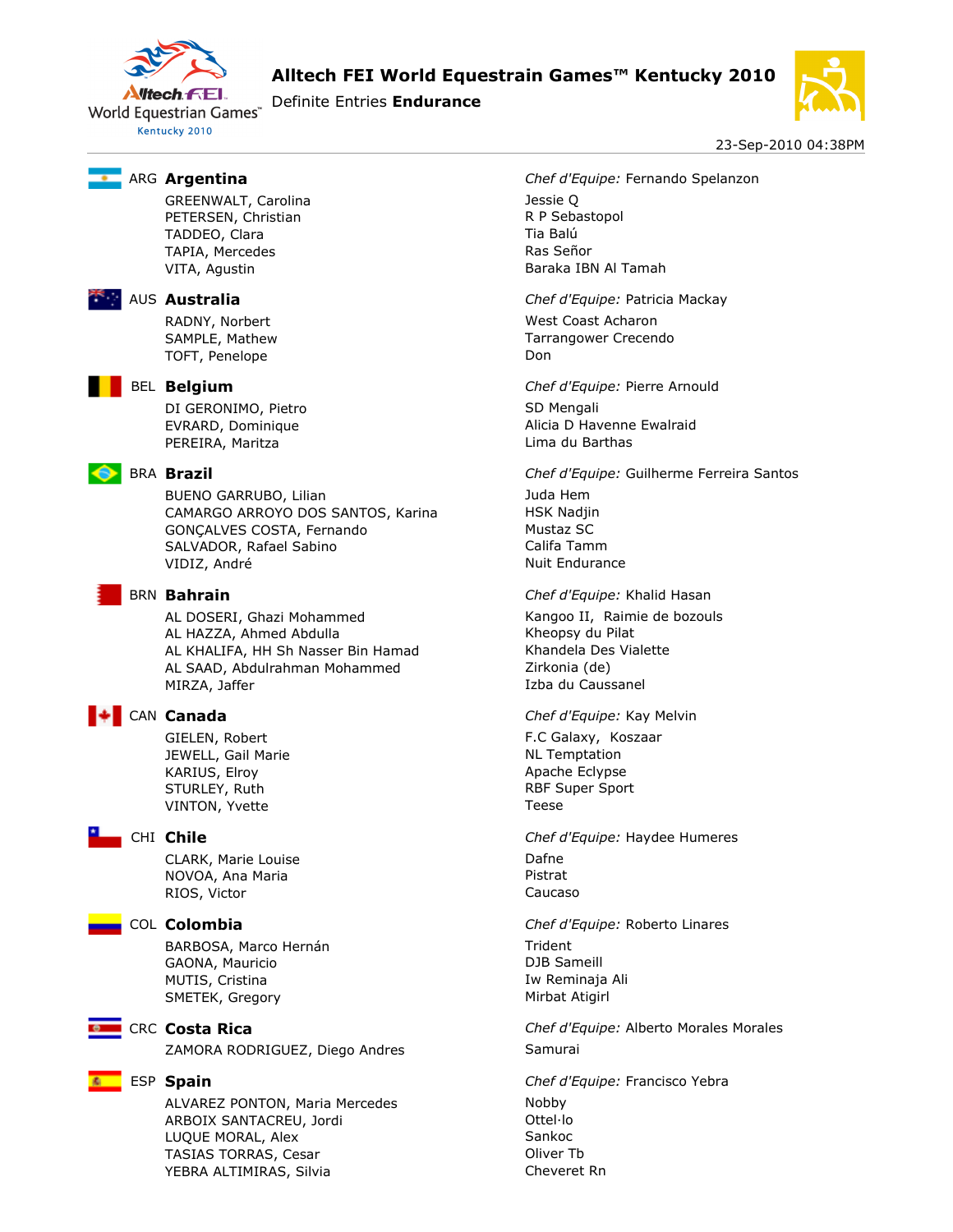# Alltech FEI World Equestrain Games™ Kentucky 2010

Definite Entries **Endurance**

23-Sep-2010 04:38PM

## ARG Argentina

*Chef d'Equipe:* Fernando Spelanzon

| Rider | Horse |
|---|---|
| GREENWALT, Carolina | Jessie Q |
| PETERSEN, Christian | R P Sebastopol |
| TADDEO, Clara | Tia Balú |
| TAPIA, Mercedes | Ras Señor |
| VITA, Agustin | Baraka IBN Al Tamah |

## AUS Australia

*Chef d'Equipe:* Patricia Mackay

| Rider | Horse |
|---|---|
| RADNY, Norbert | West Coast Acharon |
| SAMPLE, Mathew | Tarrangower Crecendo |
| TOFT, Penelope | Don |

## BEL Belgium

*Chef d'Equipe:* Pierre Arnould

| Rider | Horse |
|---|---|
| DI GERONIMO, Pietro | SD Mengali |
| EVRARD, Dominique | Alicia D Havenne Ewalraid |
| PEREIRA, Maritza | Lima du Barthas |

## BRA Brazil

*Chef d'Equipe:* Guilherme Ferreira Santos

| Rider | Horse |
|---|---|
| BUENO GARRUBO, Lilian | Juda Hem |
| CAMARGO ARROYO DOS SANTOS, Karina | HSK Nadjin |
| GONÇALVES COSTA, Fernando | Mustaz SC |
| SALVADOR, Rafael Sabino | Califa Tamm |
| VIDIZ, André | Nuit Endurance |

## BRN Bahrain

*Chef d'Equipe:* Khalid Hasan

| Rider | Horse |
|---|---|
| AL DOSERI, Ghazi Mohammed | Kangoo II, Raimie de bozouls |
| AL HAZZA, Ahmed Abdulla | Kheopsy du Pilat |
| AL KHALIFA, HH Sh Nasser Bin Hamad | Khandela Des Vialette |
| AL SAAD, Abdulrahman Mohammed | Zirkonia (de) |
| MIRZA, Jaffer | Izba du Caussanel |

## CAN Canada

*Chef d'Equipe:* Kay Melvin

| Rider | Horse |
|---|---|
| GIELEN, Robert | F.C Galaxy, Koszaar |
| JEWELL, Gail Marie | NL Temptation |
| KARIUS, Elroy | Apache Eclypse |
| STURLEY, Ruth | RBF Super Sport |
| VINTON, Yvette | Teese |

## CHI Chile

*Chef d'Equipe:* Haydee Humeres

| Rider | Horse |
|---|---|
| CLARK, Marie Louise | Dafne |
| NOVOA, Ana Maria | Pistrat |
| RIOS, Victor | Caucaso |

## COL Colombia

*Chef d'Equipe:* Roberto Linares

| Rider | Horse |
|---|---|
| BARBOSA, Marco Hernán | Trident |
| GAONA, Mauricio | DJB Sameill |
| MUTIS, Cristina | Iw Reminaja Ali |
| SMETEK, Gregory | Mirbat Atigirl |

## CRC Costa Rica

*Chef d'Equipe:* Alberto Morales Morales

| Rider | Horse |
|---|---|
| ZAMORA RODRIGUEZ, Diego Andres | Samurai |

## ESP Spain

*Chef d'Equipe:* Francisco Yebra

| Rider | Horse |
|---|---|
| ALVAREZ PONTON, Maria Mercedes | Nobby |
| ARBOIX SANTACREU, Jordi | Ottel·lo |
| LUQUE MORAL, Alex | Sankoc |
| TASIAS TORRAS, Cesar | Oliver Tb |
| YEBRA ALTIMIRAS, Silvia | Cheveret Rn |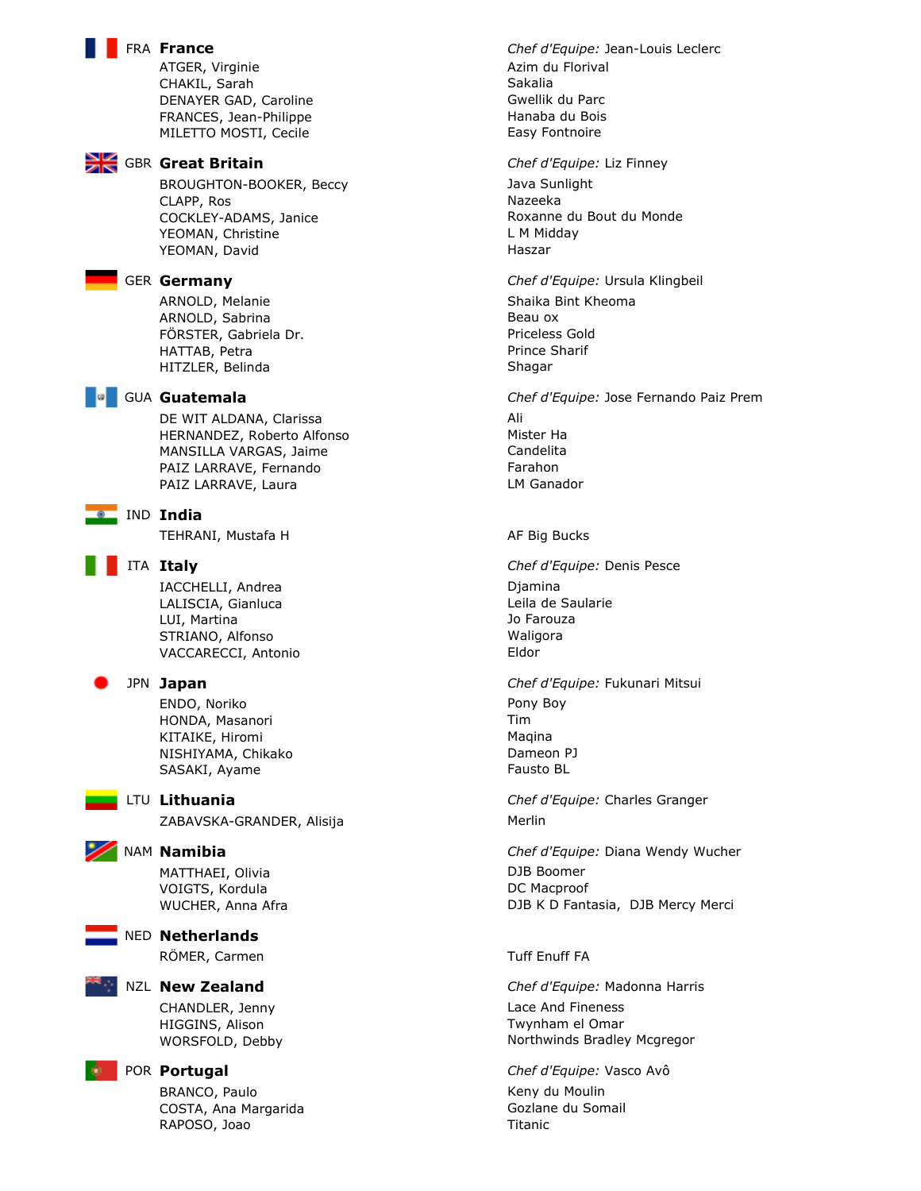**FRA France** — *Chef d'Equipe:* Jean-Louis Leclerc

| Rider | Horse |
|---|---|
| ATGER, Virginie | Azim du Florival |
| CHAKIL, Sarah | Sakalia |
| DENAYER GAD, Caroline | Gwellik du Parc |
| FRANCES, Jean-Philippe | Hanaba du Bois |
| MILETTO MOSTI, Cecile | Easy Fontnoire |

**GBR Great Britain** — *Chef d'Equipe:* Liz Finney

| Rider | Horse |
|---|---|
| BROUGHTON-BOOKER, Beccy | Java Sunlight |
| CLAPP, Ros | Nazeeka |
| COCKLEY-ADAMS, Janice | Roxanne du Bout du Monde |
| YEOMAN, Christine | L M Midday |
| YEOMAN, David | Haszar |

**GER Germany** — *Chef d'Equipe:* Ursula Klingbeil

| Rider | Horse |
|---|---|
| ARNOLD, Melanie | Shaika Bint Kheoma |
| ARNOLD, Sabrina | Beau ox |
| FÖRSTER, Gabriela Dr. | Priceless Gold |
| HATTAB, Petra | Prince Sharif |
| HITZLER, Belinda | Shagar |

**GUA Guatemala** — *Chef d'Equipe:* Jose Fernando Paiz Prem

| Rider | Horse |
|---|---|
| DE WIT ALDANA, Clarissa | Ali |
| HERNANDEZ, Roberto Alfonso | Mister Ha |
| MANSILLA VARGAS, Jaime | Candelita |
| PAIZ LARRAVE, Fernando | Farahon |
| PAIZ LARRAVE, Laura | LM Ganador |

**IND India**

| Rider | Horse |
|---|---|
| TEHRANI, Mustafa H | AF Big Bucks |

**ITA Italy** — *Chef d'Equipe:* Denis Pesce

| Rider | Horse |
|---|---|
| IACCHELLI, Andrea | Djamina |
| LALISCIA, Gianluca | Leila de Saularie |
| LUI, Martina | Jo Farouza |
| STRIANO, Alfonso | Waligora |
| VACCARECCI, Antonio | Eldor |

**JPN Japan** — *Chef d'Equipe:* Fukunari Mitsui

| Rider | Horse |
|---|---|
| ENDO, Noriko | Pony Boy |
| HONDA, Masanori | Tim |
| KITAIKE, Hiromi | Maqina |
| NISHIYAMA, Chikako | Dameon PJ |
| SASAKI, Ayame | Fausto BL |

**LTU Lithuania** — *Chef d'Equipe:* Charles Granger

| Rider | Horse |
|---|---|
| ZABAVSKA-GRANDER, Alisija | Merlin |

**NAM Namibia** — *Chef d'Equipe:* Diana Wendy Wucher

| Rider | Horse |
|---|---|
| MATTHAEI, Olivia | DJB Boomer |
| VOIGTS, Kordula | DC Macproof |
| WUCHER, Anna Afra | DJB K D Fantasia, DJB Mercy Merci |

**NED Netherlands**

| Rider | Horse |
|---|---|
| RÖMER, Carmen | Tuff Enuff FA |

**NZL New Zealand** — *Chef d'Equipe:* Madonna Harris

| Rider | Horse |
|---|---|
| CHANDLER, Jenny | Lace And Fineness |
| HIGGINS, Alison | Twynham el Omar |
| WORSFOLD, Debby | Northwinds Bradley Mcgregor |

**POR Portugal** — *Chef d'Equipe:* Vasco Avô

| Rider | Horse |
|---|---|
| BRANCO, Paulo | Keny du Moulin |
| COSTA, Ana Margarida | Gozlane du Somail |
| RAPOSO, Joao | Titanic |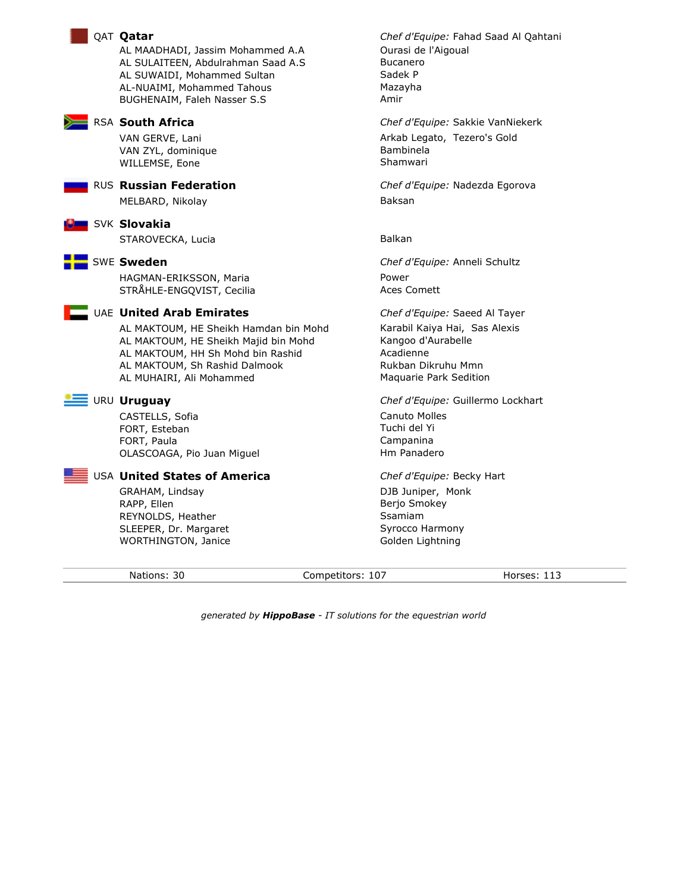**QAT Qatar**

*Chef d'Equipe:* Fahad Saad Al Qahtani

| | |
|---|---|
| AL MAADHADI, Jassim Mohammed A.A | Ourasi de l'Aigoual |
| AL SULAITEEN, Abdulrahman Saad A.S | Bucanero |
| AL SUWAIDI, Mohammed Sultan | Sadek P |
| AL-NUAIMI, Mohammed Tahous | Mazayha |
| BUGHENAIM, Faleh Nasser S.S | Amir |

**RSA South Africa**

*Chef d'Equipe:* Sakkie VanNiekerk

| | |
|---|---|
| VAN GERVE, Lani | Arkab Legato, Tezero's Gold |
| VAN ZYL, dominique | Bambinela |
| WILLEMSE, Eone | Shamwari |

**RUS Russian Federation**

*Chef d'Equipe:* Nadezda Egorova

| | |
|---|---|
| MELBARD, Nikolay | Baksan |

**SVK Slovakia**

| | |
|---|---|
| STAROVECKA, Lucia | Balkan |

**SWE Sweden**

*Chef d'Equipe:* Anneli Schultz

| | |
|---|---|
| HAGMAN-ERIKSSON, Maria | Power |
| STRÅHLE-ENGQVIST, Cecilia | Aces Comett |

**UAE United Arab Emirates**

*Chef d'Equipe:* Saeed Al Tayer

| | |
|---|---|
| AL MAKTOUM, HE Sheikh Hamdan bin Mohd | Karabil Kaiya Hai, Sas Alexis |
| AL MAKTOUM, HE Sheikh Majid bin Mohd | Kangoo d'Aurabelle |
| AL MAKTOUM, HH Sh Mohd bin Rashid | Acadienne |
| AL MAKTOUM, Sh Rashid Dalmook | Rukban Dikruhu Mmn |
| AL MUHAIRI, Ali Mohammed | Maquarie Park Sedition |

**URU Uruguay**

*Chef d'Equipe:* Guillermo Lockhart

| | |
|---|---|
| CASTELLS, Sofia | Canuto Molles |
| FORT, Esteban | Tuchi del Yi |
| FORT, Paula | Campanina |
| OLASCOAGA, Pio Juan Miguel | Hm Panadero |

**USA United States of America**

*Chef d'Equipe:* Becky Hart

| | |
|---|---|
| GRAHAM, Lindsay | DJB Juniper, Monk |
| RAPP, Ellen | Berjo Smokey |
| REYNOLDS, Heather | Ssamiam |
| SLEEPER, Dr. Margaret | Syrocco Harmony |
| WORTHINGTON, Janice | Golden Lightning |

Nations: 30 Competitors: 107 Horses: 113

*generated by **HippoBase** - IT solutions for the equestrian world*